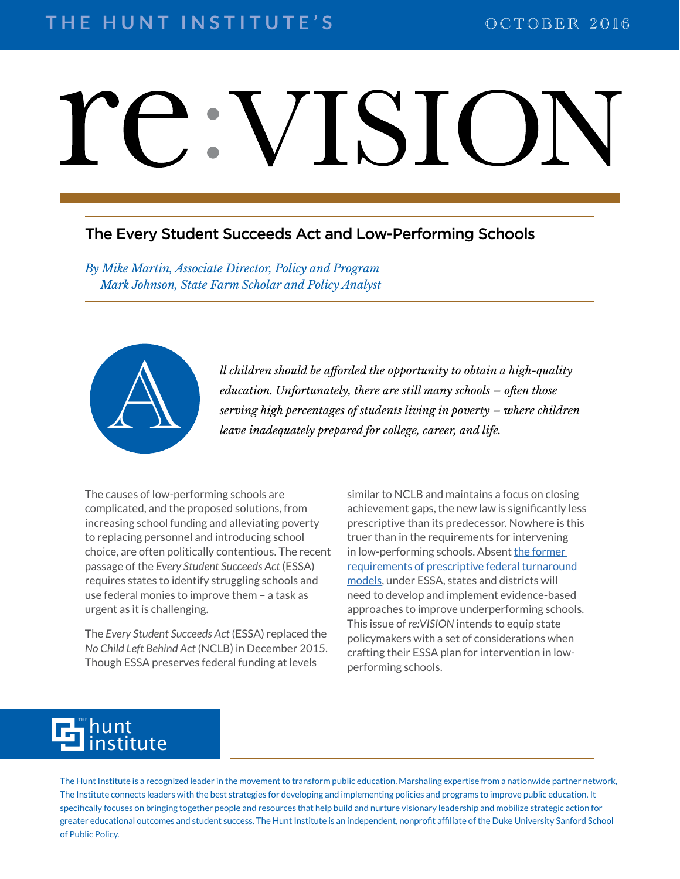THE HUNT INSTITUTE'S

OCTOBER 2016

# re:VISION

## The Every Student Succeeds Act and Low-Performing Schools

*By Mike Martin, Associate Director, Policy and Program*
*Mark Johnson, State Farm Scholar and Policy Analyst*

*All children should be afforded the opportunity to obtain a high-quality education. Unfortunately, there are still many schools – often those serving high percentages of students living in poverty – where children leave inadequately prepared for college, career, and life.*

The causes of low-performing schools are complicated, and the proposed solutions, from increasing school funding and alleviating poverty to replacing personnel and introducing school choice, are often politically contentious. The recent passage of the *Every Student Succeeds Act* (ESSA) requires states to identify struggling schools and use federal monies to improve them – a task as urgent as it is challenging.

The *Every Student Succeeds Act* (ESSA) replaced the *No Child Left Behind Act* (NCLB) in December 2015. Though ESSA preserves federal funding at levels similar to NCLB and maintains a focus on closing achievement gaps, the new law is significantly less prescriptive than its predecessor. Nowhere is this truer than in the requirements for intervening in low-performing schools. Absent [the former requirements of prescriptive federal turnaround models](), under ESSA, states and districts will need to develop and implement evidence-based approaches to improve underperforming schools. This issue of *re:VISION* intends to equip state policymakers with a set of considerations when crafting their ESSA plan for intervention in low-performing schools.

The hunt institute

The Hunt Institute is a recognized leader in the movement to transform public education. Marshaling expertise from a nationwide partner network, The Institute connects leaders with the best strategies for developing and implementing policies and programs to improve public education. It specifically focuses on bringing together people and resources that help build and nurture visionary leadership and mobilize strategic action for greater educational outcomes and student success. The Hunt Institute is an independent, nonprofit affiliate of the Duke University Sanford School of Public Policy.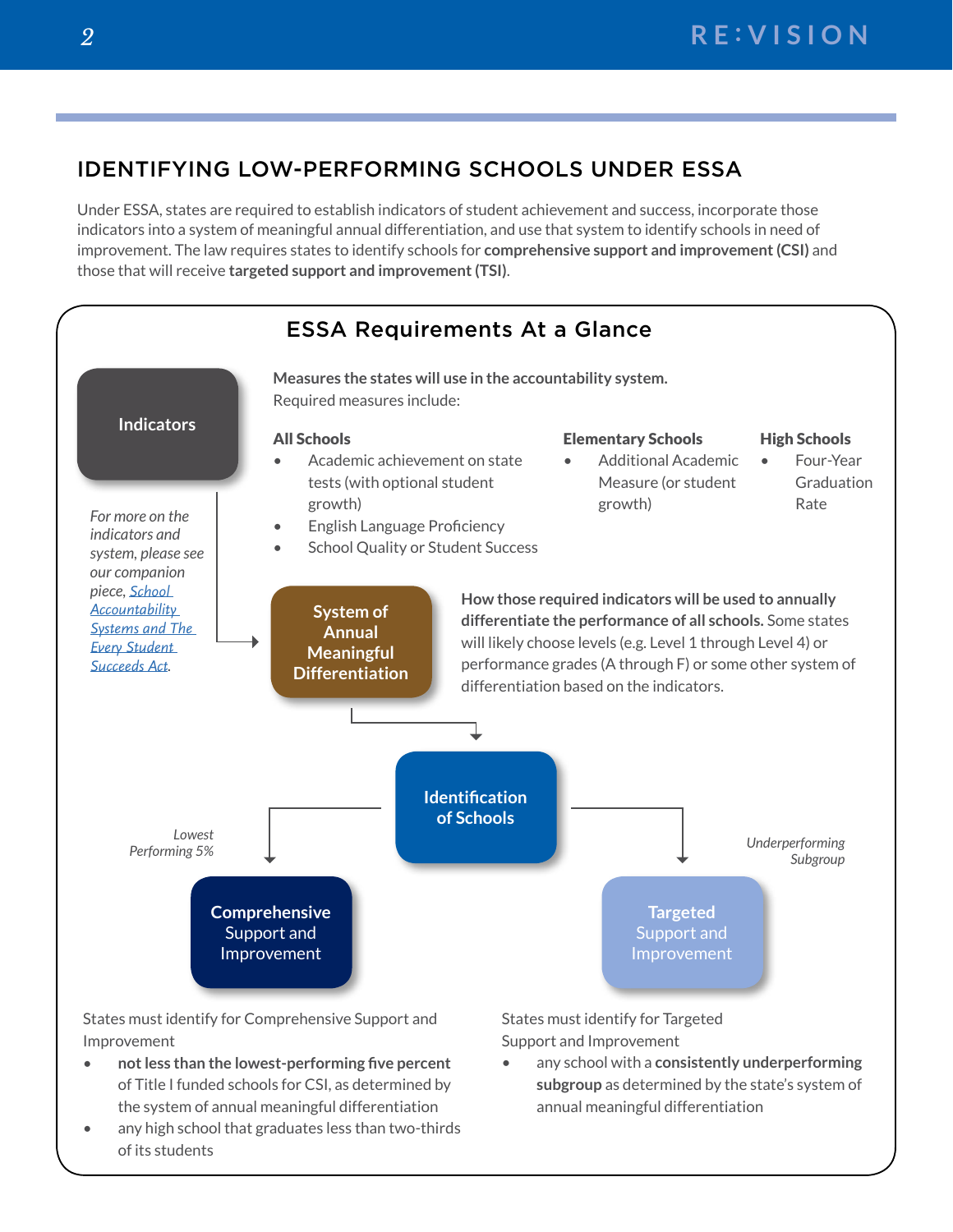## IDENTIFYING LOW-PERFORMING SCHOOLS UNDER ESSA

Under ESSA, states are required to establish indicators of student achievement and success, incorporate those indicators into a system of meaningful annual differentiation, and use that system to identify schools in need of improvement. The law requires states to identify schools for **comprehensive support and improvement (CSI)** and those that will receive **targeted support and improvement (TSI)**.

### ESSA Requirements At a Glance

**Indicators**

**Measures the states will use in the accountability system.** Required measures include:

**All Schools**

- Academic achievement on state tests (with optional student growth)
- English Language Proficiency
- School Quality or Student Success

**Elementary Schools**

- Additional Academic Measure (or student growth)

**High Schools**

- Four-Year Graduation Rate

*For more on the indicators and system, please see our companion piece, [School Accountability Systems and The Every Student Succeeds Act](#).*

**System of Annual Meaningful Differentiation**

**How those required indicators will be used to annually differentiate the performance of all schools.** Some states will likely choose levels (e.g. Level 1 through Level 4) or performance grades (A through F) or some other system of differentiation based on the indicators.

**Identification of Schools**

*Lowest Performing 5%* → **Comprehensive Support and Improvement**

*Underperforming Subgroup* → **Targeted Support and Improvement**

States must identify for Comprehensive Support and Improvement

- **not less than the lowest-performing five percent** of Title I funded schools for CSI, as determined by the system of annual meaningful differentiation
- any high school that graduates less than two-thirds of its students

States must identify for Targeted Support and Improvement

- any school with a **consistently underperforming subgroup** as determined by the state's system of annual meaningful differentiation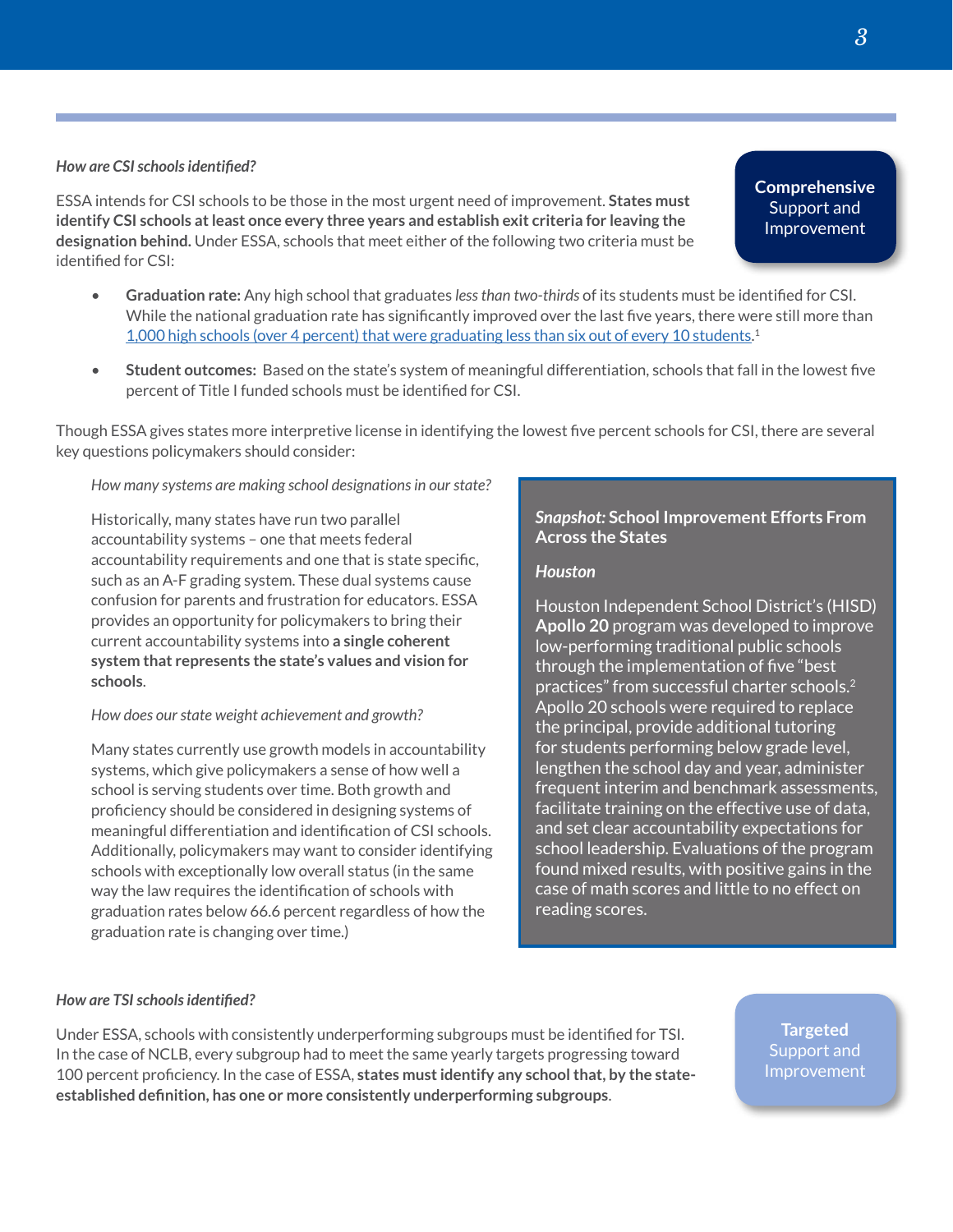**Comprehensive Support and Improvement**

*How are CSI schools identified?*

ESSA intends for CSI schools to be those in the most urgent need of improvement. **States must identify CSI schools at least once every three years and establish exit criteria for leaving the designation behind.** Under ESSA, schools that meet either of the following two criteria must be identified for CSI:

- **Graduation rate:** Any high school that graduates *less than two-thirds* of its students must be identified for CSI. While the national graduation rate has significantly improved over the last five years, there were still more than 1,000 high schools (over 4 percent) that were graduating less than six out of every 10 students.[1]

- **Student outcomes:** Based on the state's system of meaningful differentiation, schools that fall in the lowest five percent of Title I funded schools must be identified for CSI.

Though ESSA gives states more interpretive license in identifying the lowest five percent schools for CSI, there are several key questions policymakers should consider:

*How many systems are making school designations in our state?*

Historically, many states have run two parallel accountability systems – one that meets federal accountability requirements and one that is state specific, such as an A-F grading system. These dual systems cause confusion for parents and frustration for educators. ESSA provides an opportunity for policymakers to bring their current accountability systems into **a single coherent system that represents the state's values and vision for schools**.

*How does our state weight achievement and growth?*

Many states currently use growth models in accountability systems, which give policymakers a sense of how well a school is serving students over time. Both growth and proficiency should be considered in designing systems of meaningful differentiation and identification of CSI schools. Additionally, policymakers may want to consider identifying schools with exceptionally low overall status (in the same way the law requires the identification of schools with graduation rates below 66.6 percent regardless of how the graduation rate is changing over time.)

> ***Snapshot:* School Improvement Efforts From Across the States**
>
> ***Houston***
>
> Houston Independent School District's (HISD) **Apollo 20** program was developed to improve low-performing traditional public schools through the implementation of five "best practices" from successful charter schools.[2] Apollo 20 schools were required to replace the principal, provide additional tutoring for students performing below grade level, lengthen the school day and year, administer frequent interim and benchmark assessments, facilitate training on the effective use of data, and set clear accountability expectations for school leadership. Evaluations of the program found mixed results, with positive gains in the case of math scores and little to no effect on reading scores.

**Targeted Support and Improvement**

*How are TSI schools identified?*

Under ESSA, schools with consistently underperforming subgroups must be identified for TSI. In the case of NCLB, every subgroup had to meet the same yearly targets progressing toward 100 percent proficiency. In the case of ESSA, **states must identify any school that, by the state-established definition, has one or more consistently underperforming subgroups**.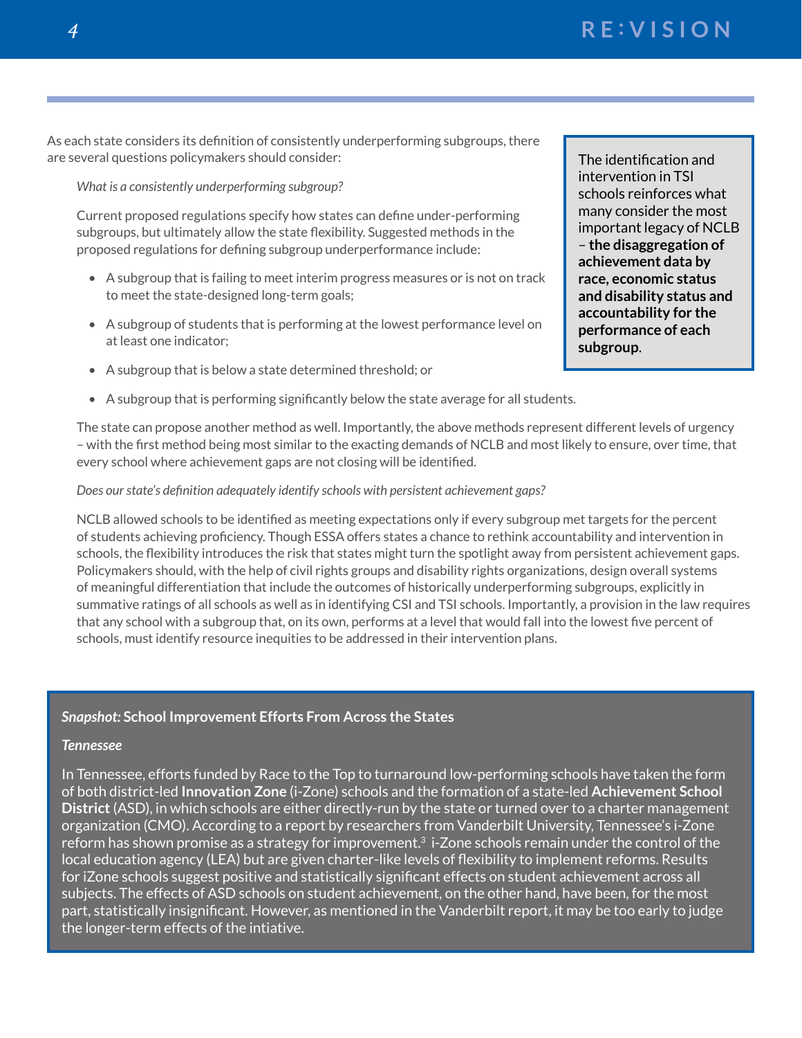As each state considers its definition of consistently underperforming subgroups, there are several questions policymakers should consider:

> The identification and intervention in TSI schools reinforces what many consider the most important legacy of NCLB – **the disaggregation of achievement data by race, economic status and disability status and accountability for the performance of each subgroup**.

*What is a consistently underperforming subgroup?*

Current proposed regulations specify how states can define under-performing subgroups, but ultimately allow the state flexibility. Suggested methods in the proposed regulations for defining subgroup underperformance include:

- A subgroup that is failing to meet interim progress measures or is not on track to meet the state-designed long-term goals;
- A subgroup of students that is performing at the lowest performance level on at least one indicator;
- A subgroup that is below a state determined threshold; or
- A subgroup that is performing significantly below the state average for all students.

The state can propose another method as well. Importantly, the above methods represent different levels of urgency – with the first method being most similar to the exacting demands of NCLB and most likely to ensure, over time, that every school where achievement gaps are not closing will be identified.

*Does our state's definition adequately identify schools with persistent achievement gaps?*

NCLB allowed schools to be identified as meeting expectations only if every subgroup met targets for the percent of students achieving proficiency. Though ESSA offers states a chance to rethink accountability and intervention in schools, the flexibility introduces the risk that states might turn the spotlight away from persistent achievement gaps. Policymakers should, with the help of civil rights groups and disability rights organizations, design overall systems of meaningful differentiation that include the outcomes of historically underperforming subgroups, explicitly in summative ratings of all schools as well as in identifying CSI and TSI schools. Importantly, a provision in the law requires that any school with a subgroup that, on its own, performs at a level that would fall into the lowest five percent of schools, must identify resource inequities to be addressed in their intervention plans.

***Snapshot:* School Improvement Efforts From Across the States**

***Tennessee***

In Tennessee, efforts funded by Race to the Top to turnaround low-performing schools have taken the form of both district-led **Innovation Zone** (i-Zone) schools and the formation of a state-led **Achievement School District** (ASD), in which schools are either directly-run by the state or turned over to a charter management organization (CMO). According to a report by researchers from Vanderbilt University, Tennessee's i-Zone reform has shown promise as a strategy for improvement.[3] i-Zone schools remain under the control of the local education agency (LEA) but are given charter-like levels of flexibility to implement reforms. Results for iZone schools suggest positive and statistically significant effects on student achievement across all subjects. The effects of ASD schools on student achievement, on the other hand, have been, for the most part, statistically insignificant. However, as mentioned in the Vanderbilt report, it may be too early to judge the longer-term effects of the intiative.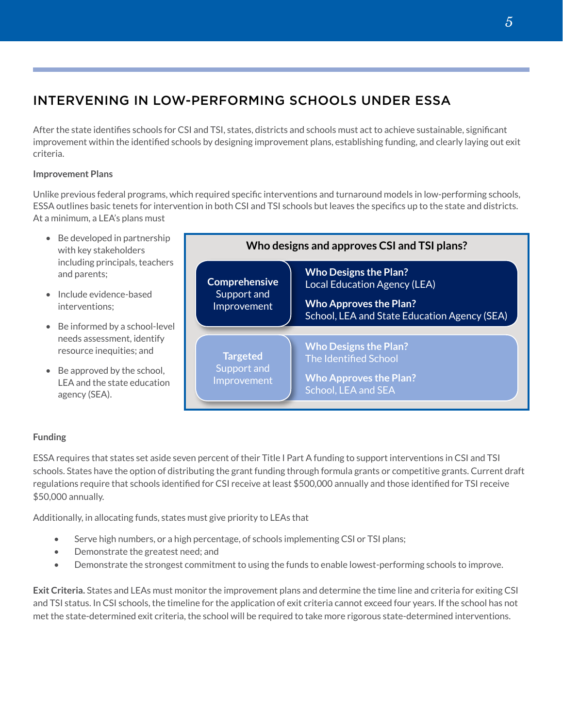## INTERVENING IN LOW-PERFORMING SCHOOLS UNDER ESSA

After the state identifies schools for CSI and TSI, states, districts and schools must act to achieve sustainable, significant improvement within the identified schools by designing improvement plans, establishing funding, and clearly laying out exit criteria.

**Improvement Plans**

Unlike previous federal programs, which required specific interventions and turnaround models in low-performing schools, ESSA outlines basic tenets for intervention in both CSI and TSI schools but leaves the specifics up to the state and districts. At a minimum, a LEA's plans must

- Be developed in partnership with key stakeholders including principals, teachers and parents;
- Include evidence-based interventions;
- Be informed by a school-level needs assessment, identify resource inequities; and
- Be approved by the school, LEA and the state education agency (SEA).

**Who designs and approves CSI and TSI plans?**

| | Who Designs the Plan? | Who Approves the Plan? |
| --- | --- | --- |
| **Comprehensive** Support and Improvement | Local Education Agency (LEA) | School, LEA and State Education Agency (SEA) |
| **Targeted** Support and Improvement | The Identified School | School, LEA and SEA |

**Funding**

ESSA requires that states set aside seven percent of their Title I Part A funding to support interventions in CSI and TSI schools. States have the option of distributing the grant funding through formula grants or competitive grants. Current draft regulations require that schools identified for CSI receive at least $500,000 annually and those identified for TSI receive $50,000 annually.

Additionally, in allocating funds, states must give priority to LEAs that

- Serve high numbers, or a high percentage, of schools implementing CSI or TSI plans;
- Demonstrate the greatest need; and
- Demonstrate the strongest commitment to using the funds to enable lowest-performing schools to improve.

**Exit Criteria.** States and LEAs must monitor the improvement plans and determine the time line and criteria for exiting CSI and TSI status. In CSI schools, the timeline for the application of exit criteria cannot exceed four years. If the school has not met the state-determined exit criteria, the school will be required to take more rigorous state-determined interventions.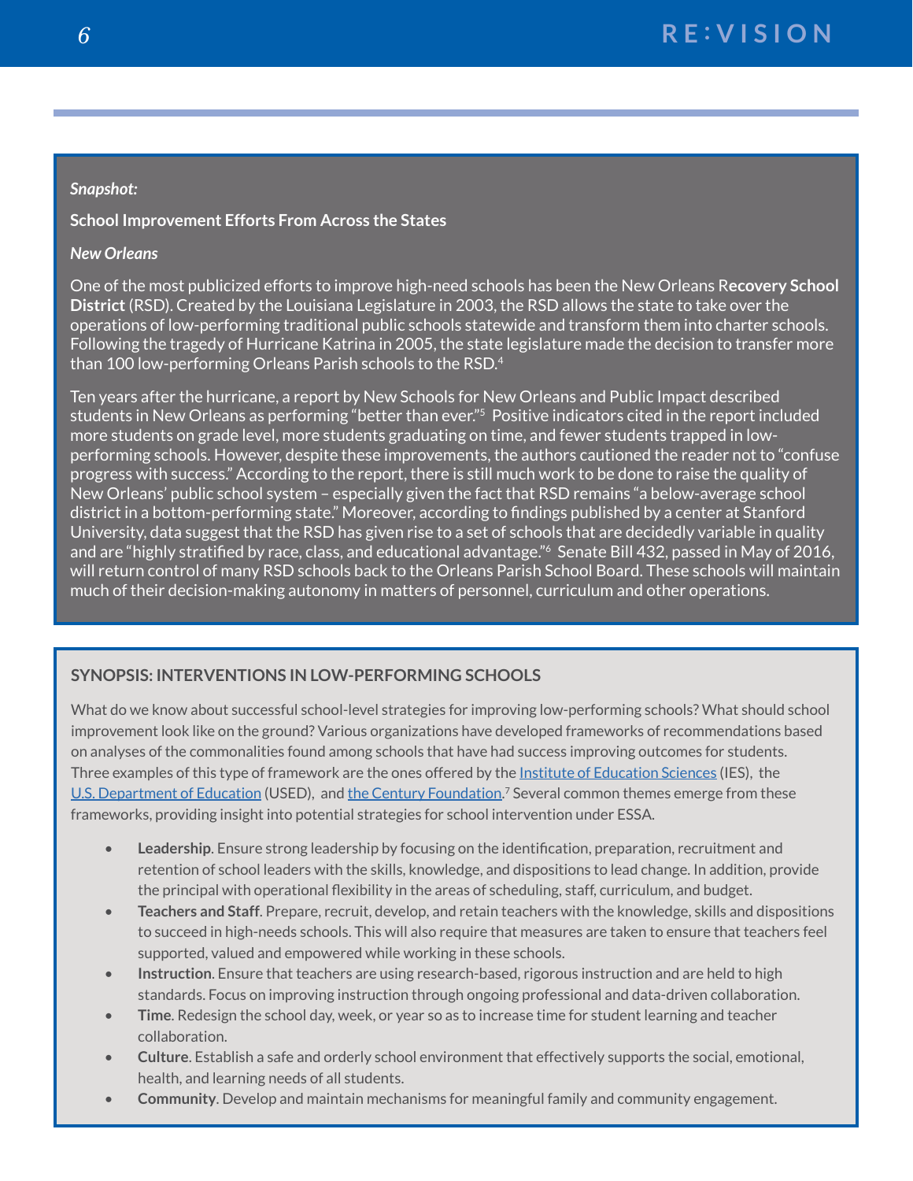*Snapshot:*

**School Improvement Efforts From Across the States**

*New Orleans*

One of the most publicized efforts to improve high-need schools has been the New Orleans R**ecovery School District** (RSD). Created by the Louisiana Legislature in 2003, the RSD allows the state to take over the operations of low-performing traditional public schools statewide and transform them into charter schools. Following the tragedy of Hurricane Katrina in 2005, the state legislature made the decision to transfer more than 100 low-performing Orleans Parish schools to the RSD.[4]

Ten years after the hurricane, a report by New Schools for New Orleans and Public Impact described students in New Orleans as performing "better than ever."[5] Positive indicators cited in the report included more students on grade level, more students graduating on time, and fewer students trapped in low-performing schools. However, despite these improvements, the authors cautioned the reader not to "confuse progress with success." According to the report, there is still much work to be done to raise the quality of New Orleans' public school system – especially given the fact that RSD remains "a below-average school district in a bottom-performing state." Moreover, according to findings published by a center at Stanford University, data suggest that the RSD has given rise to a set of schools that are decidedly variable in quality and are "highly stratified by race, class, and educational advantage."[6] Senate Bill 432, passed in May of 2016, will return control of many RSD schools back to the Orleans Parish School Board. These schools will maintain much of their decision-making autonomy in matters of personnel, curriculum and other operations.

## SYNOPSIS: INTERVENTIONS IN LOW-PERFORMING SCHOOLS

What do we know about successful school-level strategies for improving low-performing schools? What should school improvement look like on the ground? Various organizations have developed frameworks of recommendations based on analyses of the commonalities found among schools that have had success improving outcomes for students. Three examples of this type of framework are the ones offered by the Institute of Education Sciences (IES), the U.S. Department of Education (USED), and the Century Foundation.[7] Several common themes emerge from these frameworks, providing insight into potential strategies for school intervention under ESSA.

- **Leadership**. Ensure strong leadership by focusing on the identification, preparation, recruitment and retention of school leaders with the skills, knowledge, and dispositions to lead change. In addition, provide the principal with operational flexibility in the areas of scheduling, staff, curriculum, and budget.
- **Teachers and Staff**. Prepare, recruit, develop, and retain teachers with the knowledge, skills and dispositions to succeed in high-needs schools. This will also require that measures are taken to ensure that teachers feel supported, valued and empowered while working in these schools.
- **Instruction**. Ensure that teachers are using research-based, rigorous instruction and are held to high standards. Focus on improving instruction through ongoing professional and data-driven collaboration.
- **Time**. Redesign the school day, week, or year so as to increase time for student learning and teacher collaboration.
- **Culture**. Establish a safe and orderly school environment that effectively supports the social, emotional, health, and learning needs of all students.
- **Community**. Develop and maintain mechanisms for meaningful family and community engagement.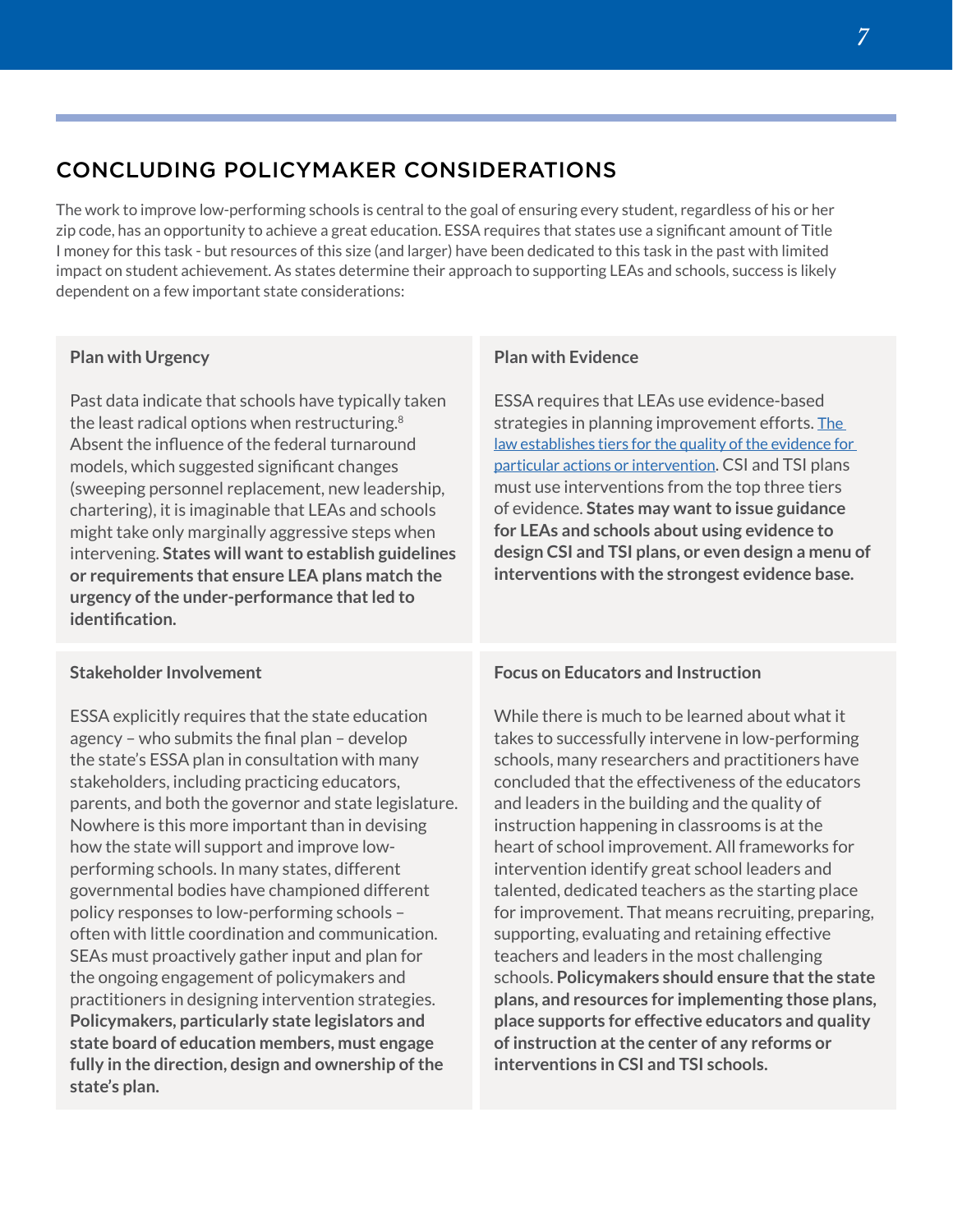## CONCLUDING POLICYMAKER CONSIDERATIONS

The work to improve low-performing schools is central to the goal of ensuring every student, regardless of his or her zip code, has an opportunity to achieve a great education. ESSA requires that states use a significant amount of Title I money for this task - but resources of this size (and larger) have been dedicated to this task in the past with limited impact on student achievement. As states determine their approach to supporting LEAs and schools, success is likely dependent on a few important state considerations:

### Plan with Urgency

Past data indicate that schools have typically taken the least radical options when restructuring.[8] Absent the influence of the federal turnaround models, which suggested significant changes (sweeping personnel replacement, new leadership, chartering), it is imaginable that LEAs and schools might take only marginally aggressive steps when intervening. **States will want to establish guidelines or requirements that ensure LEA plans match the urgency of the under-performance that led to identification.**

### Plan with Evidence

ESSA requires that LEAs use evidence-based strategies in planning improvement efforts. The law establishes tiers for the quality of the evidence for particular actions or intervention. CSI and TSI plans must use interventions from the top three tiers of evidence. **States may want to issue guidance for LEAs and schools about using evidence to design CSI and TSI plans, or even design a menu of interventions with the strongest evidence base.**

### Stakeholder Involvement

ESSA explicitly requires that the state education agency – who submits the final plan – develop the state's ESSA plan in consultation with many stakeholders, including practicing educators, parents, and both the governor and state legislature. Nowhere is this more important than in devising how the state will support and improve low-performing schools. In many states, different governmental bodies have championed different policy responses to low-performing schools – often with little coordination and communication. SEAs must proactively gather input and plan for the ongoing engagement of policymakers and practitioners in designing intervention strategies. **Policymakers, particularly state legislators and state board of education members, must engage fully in the direction, design and ownership of the state's plan.**

### Focus on Educators and Instruction

While there is much to be learned about what it takes to successfully intervene in low-performing schools, many researchers and practitioners have concluded that the effectiveness of the educators and leaders in the building and the quality of instruction happening in classrooms is at the heart of school improvement. All frameworks for intervention identify great school leaders and talented, dedicated teachers as the starting place for improvement. That means recruiting, preparing, supporting, evaluating and retaining effective teachers and leaders in the most challenging schools. **Policymakers should ensure that the state plans, and resources for implementing those plans, place supports for effective educators and quality of instruction at the center of any reforms or interventions in CSI and TSI schools.**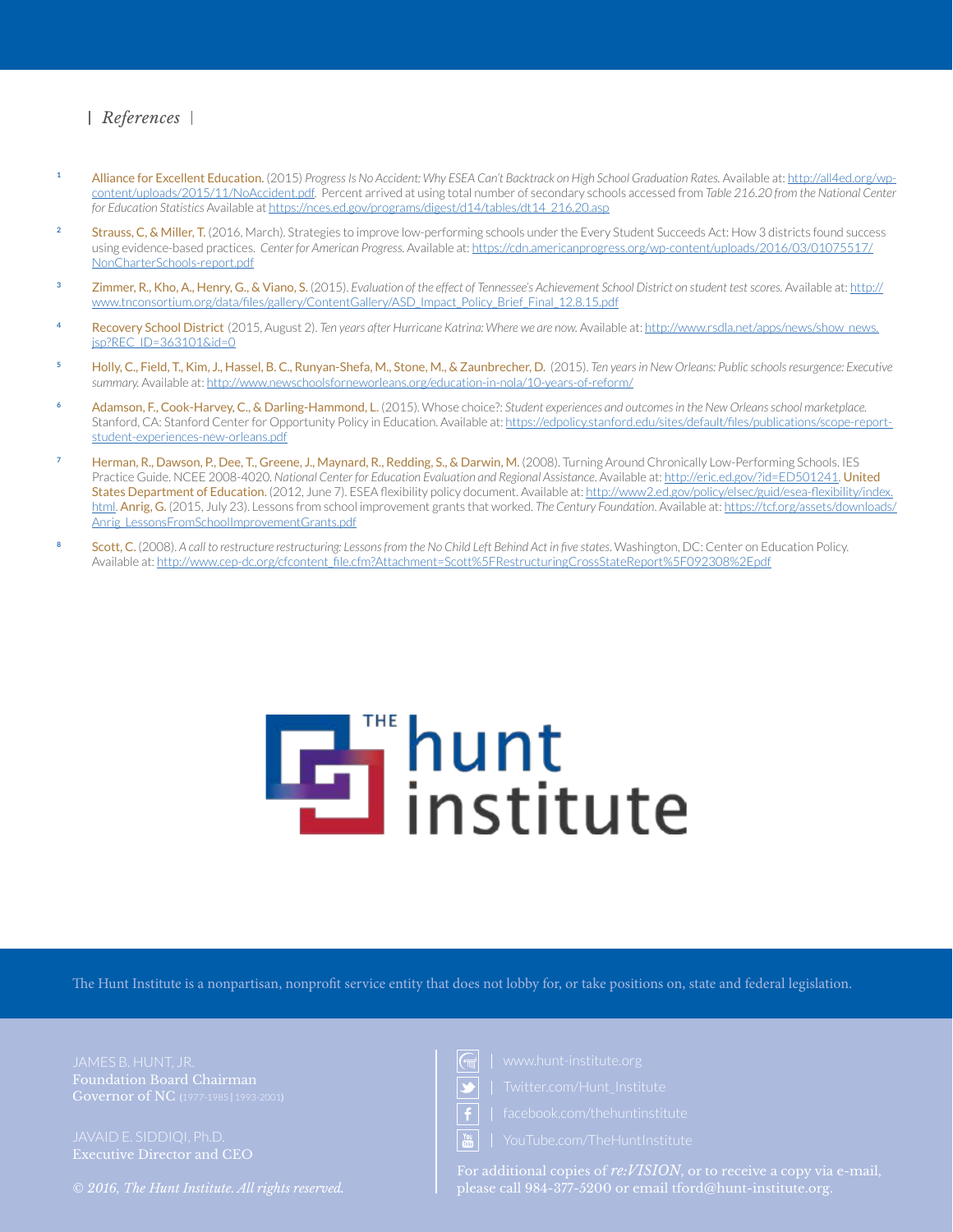## References

1. Alliance for Excellent Education. (2015) *Progress Is No Accident: Why ESEA Can't Backtrack on High School Graduation Rates*. Available at: http://all4ed.org/wp-content/uploads/2015/11/NoAccident.pdf. Percent arrived at using total number of secondary schools accessed from *Table 216.20 from the National Center for Education Statistics* Available at https://nces.ed.gov/programs/digest/d14/tables/dt14_216.20.asp

2. Strauss, C, & Miller, T. (2016, March). Strategies to improve low-performing schools under the Every Student Succeeds Act: How 3 districts found success using evidence-based practices. *Center for American Progress*. Available at: https://cdn.americanprogress.org/wp-content/uploads/2016/03/01075517/NonCharterSchools-report.pdf

3. Zimmer, R., Kho, A., Henry, G., & Viano, S. (2015). *Evaluation of the effect of Tennessee's Achievement School District on student test scores*. Available at: http://www.tnconsortium.org/data/files/gallery/ContentGallery/ASD_Impact_Policy_Brief_Final_12.8.15.pdf

4. Recovery School District (2015, August 2). *Ten years after Hurricane Katrina: Where we are now*. Available at: http://www.rsdla.net/apps/news/show_news.jsp?REC_ID=363101&id=0

5. Holly, C., Field, T., Kim, J., Hassel, B. C., Runyan-Shefa, M., Stone, M., & Zaunbrecher, D. (2015). *Ten years in New Orleans: Public schools resurgence: Executive summary*. Available at: http://www.newschoolsforneworleans.org/education-in-nola/10-years-of-reform/

6. Adamson, F., Cook-Harvey, C., & Darling-Hammond, L. (2015). Whose choice?: *Student experiences and outcomes in the New Orleans school marketplace*. Stanford, CA: Stanford Center for Opportunity Policy in Education. Available at: https://edpolicy.stanford.edu/sites/default/files/publications/scope-report-student-experiences-new-orleans.pdf

7. Herman, R., Dawson, P., Dee, T., Greene, J., Maynard, R., Redding, S., & Darwin, M. (2008). Turning Around Chronically Low-Performing Schools. IES Practice Guide. NCEE 2008-4020. *National Center for Education Evaluation and Regional Assistance*. Available at: http://eric.ed.gov/?id=ED501241. United States Department of Education. (2012, June 7). ESEA flexibility policy document. Available at: http://www2.ed.gov/policy/elsec/guid/esea-flexibility/index.html. Anrig, G. (2015, July 23). Lessons from school improvement grants that worked. *The Century Foundation*. Available at: https://tcf.org/assets/downloads/Anrig_LessonsFromSchoolImprovementGrants.pdf

8. Scott, C. (2008). *A call to restructure restructuring: Lessons from the No Child Left Behind Act in five states*. Washington, DC: Center on Education Policy. Available at: http://www.cep-dc.org/cfcontent_file.cfm?Attachment=Scott%5FRestructuringCrossStateReport%5F092308%2Epdf

THE hunt institute

The Hunt Institute is a nonpartisan, nonprofit service entity that does not lobby for, or take positions on, state and federal legislation.

JAMES B. HUNT, JR.
Foundation Board Chairman
Governor of NC (1977-1985 | 1993-2001)

JAVAID E. SIDDIQI, Ph.D.
Executive Director and CEO

*© 2016, The Hunt Institute. All rights reserved.*

www.hunt-institute.org
Twitter.com/Hunt_Institute
facebook.com/thehuntinstitute
YouTube.com/TheHuntInstitute

For additional copies of *re:VISION*, or to receive a copy via e-mail, please call 984-377-5200 or email tford@hunt-institute.org.